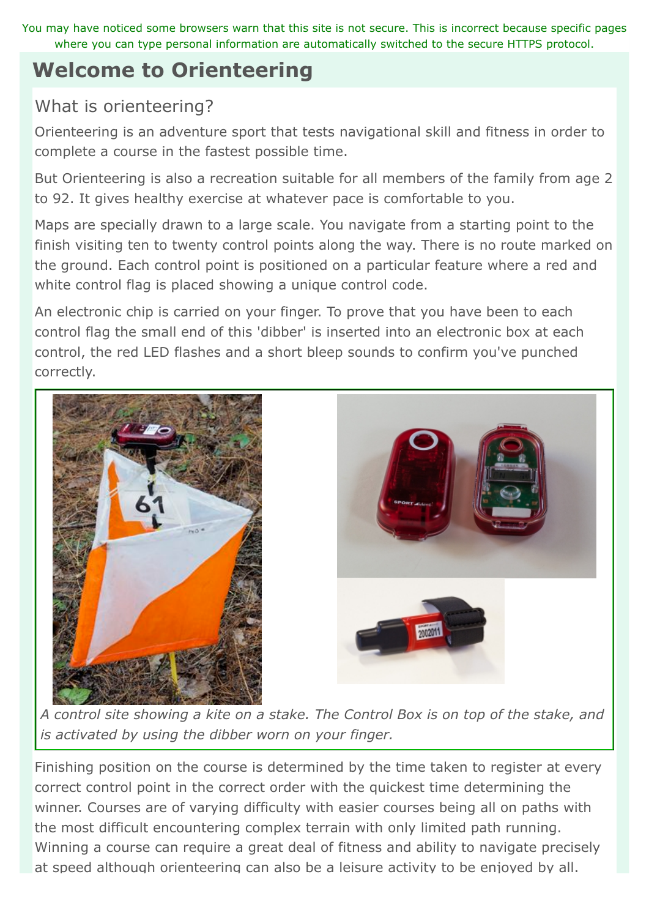You may have noticed some browsers warn that this site is not secure. This is incorrect because specific pages where you can type personal information are automatically switched to the secure HTTPS protocol.

# Welcome to Orienteering

## What is orienteering?

Orienteering is an adventure sport that tests navigational skill and fitness in order to complete a course in the fastest possible time.

But Orienteering is also a recreation suitable for all members of the family from age 2 to 92. It gives healthy exercise at whatever pace is comfortable to you.

Maps are specially drawn to a large scale. You navigate from a starting point to the finish visiting ten to twenty control points along the way. There is no route marked on the ground. Each control point is positioned on a particular feature where a red and white control flag is placed showing a unique control code.

An electronic chip is carried on your finger. To prove that you have been to each control flag the small end of this 'dibber' is inserted into an electronic box at each control, the red LED flashes and a short bleep sounds to confirm you've punched correctly.

*A control site showing a kite on a stake. The Control Box is on top of the stake, and is activated by using the dibber worn on your finger.*

Finishing position on the course is determined by the time taken to register at every correct control point in the correct order with the quickest time determining the winner. Courses are of varying difficulty with easier courses being all on paths with the most difficult encountering complex terrain with only limited path running. Winning a course can require a great deal of fitness and ability to navigate precisely at speed although orienteering can also be a leisure activity to be enjoyed by all.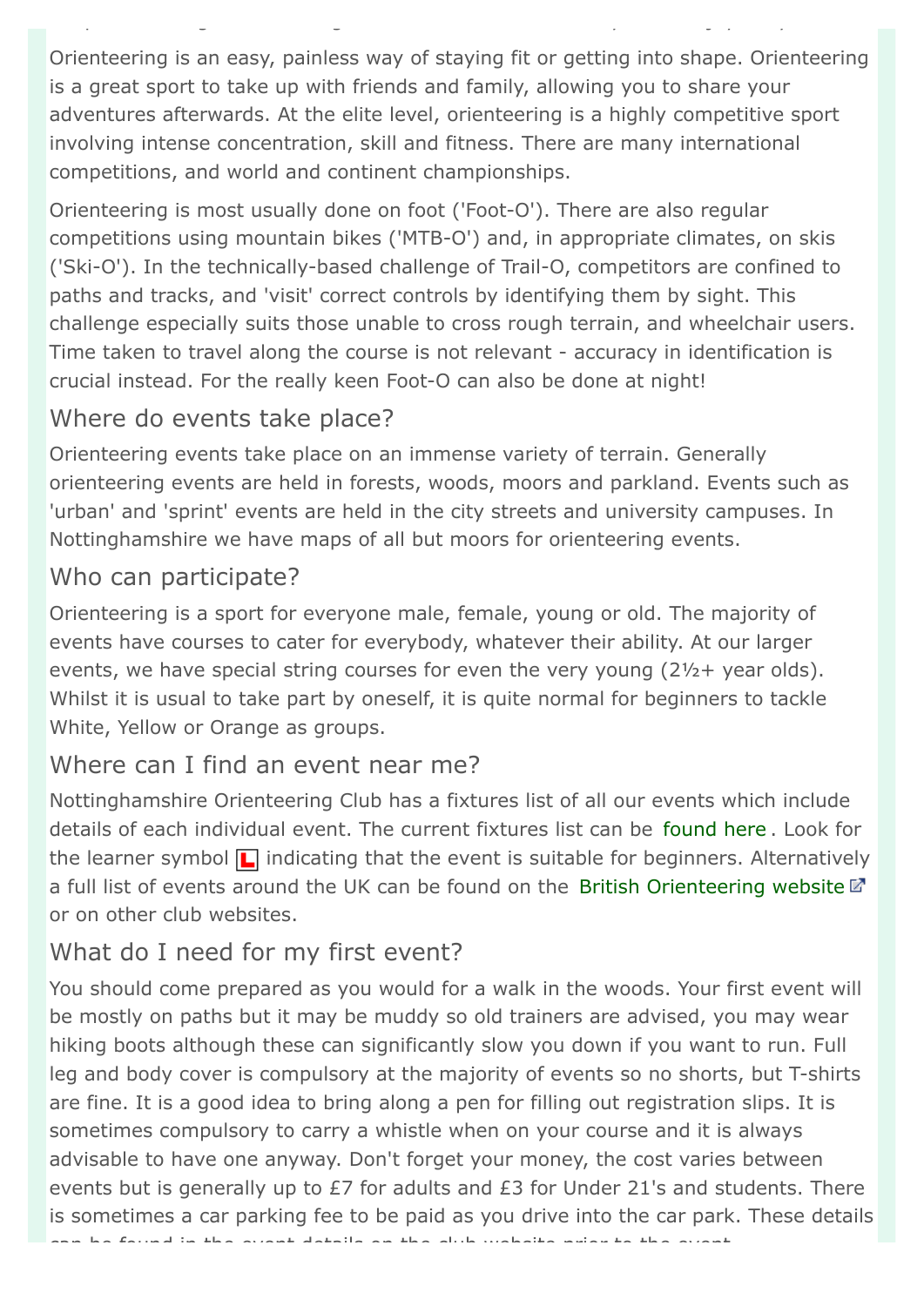Orienteering is an easy, painless way of staying fit or getting into shape. Orienteering is a great sport to take up with friends and family, allowing you to share your adventures afterwards. At the elite level, orienteering is a highly competitive sport involving intense concentration, skill and fitness. There are many international competitions, and world and continent championships.

Orienteering is most usually done on foot ('Foot-O'). There are also regular competitions using mountain bikes ('MTB-O') and, in appropriate climates, on skis ('Ski-O'). In the technically-based challenge of Trail-O, competitors are confined to paths and tracks, and 'visit' correct controls by identifying them by sight. This challenge especially suits those unable to cross rough terrain, and wheelchair users. Time taken to travel along the course is not relevant - accuracy in identification is crucial instead. For the really keen Foot-O can also be done at night!

## Where do events take place?

Orienteering events take place on an immense variety of terrain. Generally orienteering events are held in forests, woods, moors and parkland. Events such as 'urban' and 'sprint' events are held in the city streets and university campuses. In Nottinghamshire we have maps of all but moors for orienteering events.

## Who can participate?

Orienteering is a sport for everyone male, female, young or old. The majority of events have courses to cater for everybody, whatever their ability. At our larger events, we have special string courses for even the very young (2½+ year olds). Whilst it is usual to take part by oneself, it is quite normal for beginners to tackle White, Yellow or Orange as groups.

## Where can I find an event near me?

Nottinghamshire Orienteering Club has a fixtures list of all our events which include details of each individual event. The current fixtures list can be found here. Look for the learner symbol L indicating that the event is suitable for beginners. Alternatively a full list of events around the UK can be found on the British Orienteering website or on other club websites.

## What do I need for my first event?

You should come prepared as you would for a walk in the woods. Your first event will be mostly on paths but it may be muddy so old trainers are advised, you may wear hiking boots although these can significantly slow you down if you want to run. Full leg and body cover is compulsory at the majority of events so no shorts, but T-shirts are fine. It is a good idea to bring along a pen for filling out registration slips. It is sometimes compulsory to carry a whistle when on your course and it is always advisable to have one anyway. Don't forget your money, the cost varies between events but is generally up to £7 for adults and £3 for Under 21's and students. There is sometimes a car parking fee to be paid as you drive into the car park. These details can be found in the event details on the club website prior to the event.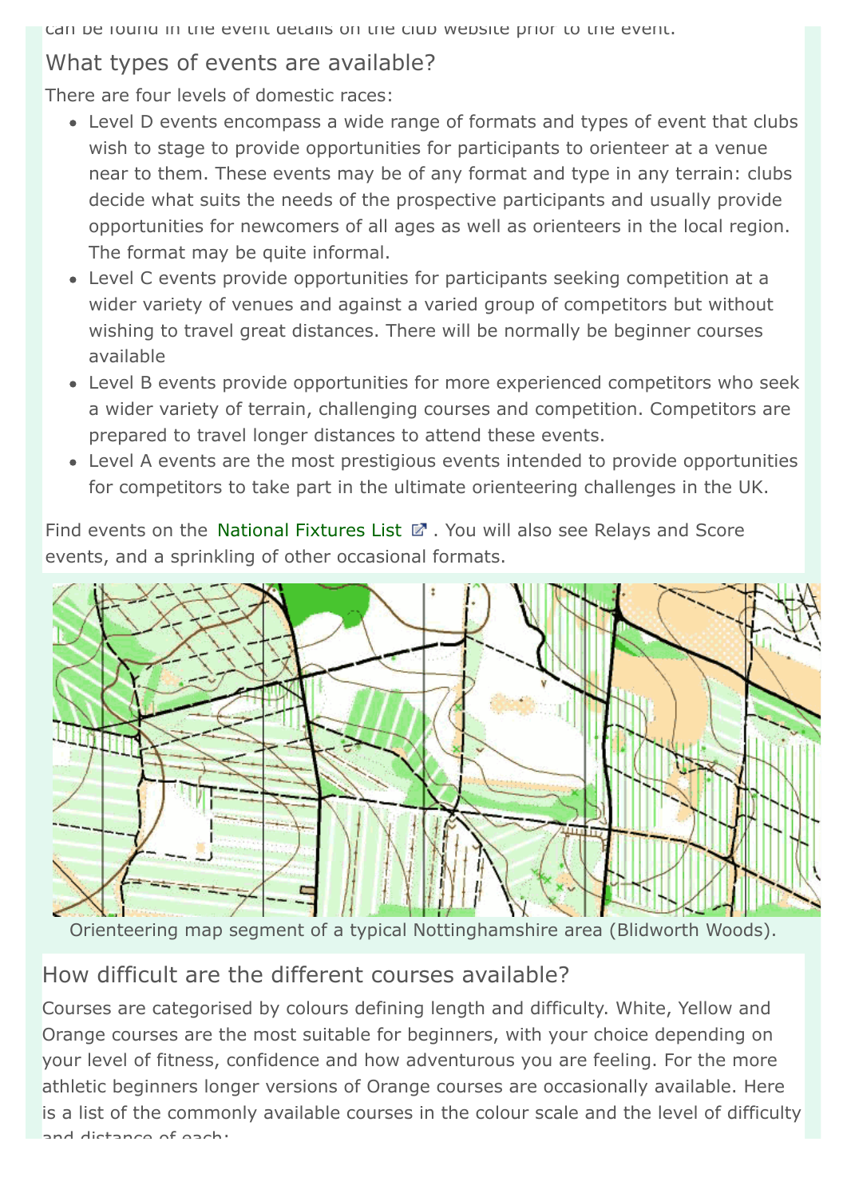can be found in the event details on the club website prior to the event.

## What types of events are available?

There are four levels of domestic races:

- Level D events encompass a wide range of formats and types of event that clubs wish to stage to provide opportunities for participants to orienteer at a venue near to them. These events may be of any format and type in any terrain: clubs decide what suits the needs of the prospective participants and usually provide opportunities for newcomers of all ages as well as orienteers in the local region. The format may be quite informal.
- Level C events provide opportunities for participants seeking competition at a wider variety of venues and against a varied group of competitors but without wishing to travel great distances. There will be normally be beginner courses available
- Level B events provide opportunities for more experienced competitors who seek a wider variety of terrain, challenging courses and competition. Competitors are prepared to travel longer distances to attend these events.
- Level A events are the most prestigious events intended to provide opportunities for competitors to take part in the ultimate orienteering challenges in the UK.

Find events on the National Fixtures List . You will also see Relays and Score events, and a sprinkling of other occasional formats.

Orienteering map segment of a typical Nottinghamshire area (Blidworth Woods).

## How difficult are the different courses available?

Courses are categorised by colours defining length and difficulty. White, Yellow and Orange courses are the most suitable for beginners, with your choice depending on your level of fitness, confidence and how adventurous you are feeling. For the more athletic beginners longer versions of Orange courses are occasionally available. Here is a list of the commonly available courses in the colour scale and the level of difficulty and distance of each: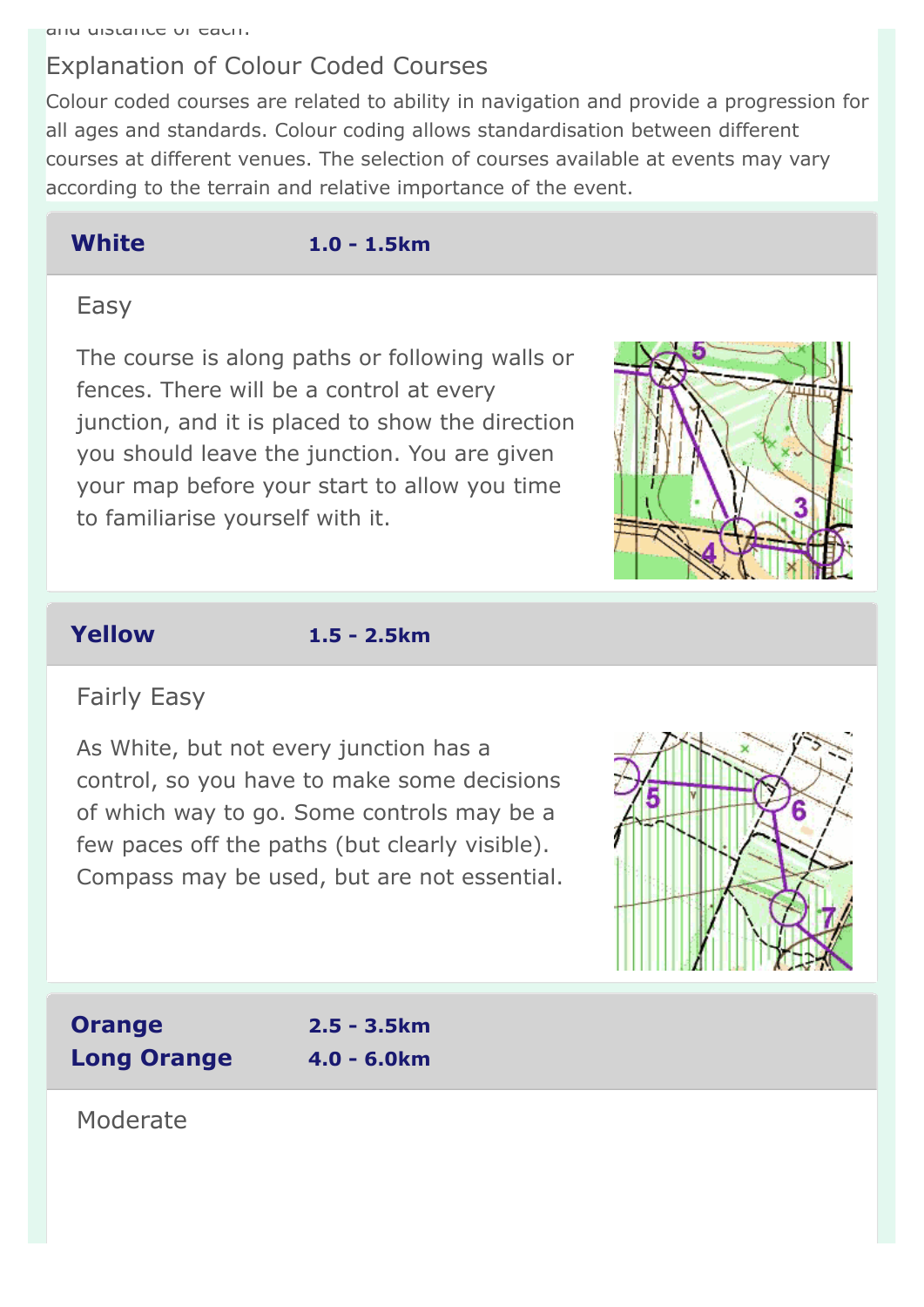and distance of each.

## Explanation of Colour Coded Courses

Colour coded courses are related to ability in navigation and provide a progression for all ages and standards. Colour coding allows standardisation between different courses at different venues. The selection of courses available at events may vary according to the terrain and relative importance of the event.

### White 1.0 - 1.5km

Easy

The course is along paths or following walls or fences. There will be a control at every junction, and it is placed to show the direction you should leave the junction. You are given your map before your start to allow you time to familiarise yourself with it.

### Yellow 1.5 - 2.5km

Fairly Easy

As White, but not every junction has a control, so you have to make some decisions of which way to go. Some controls may be a few paces off the paths (but clearly visible). Compass may be used, but are not essential.

### Orange 2.5 - 3.5km
### Long Orange 4.0 - 6.0km

Moderate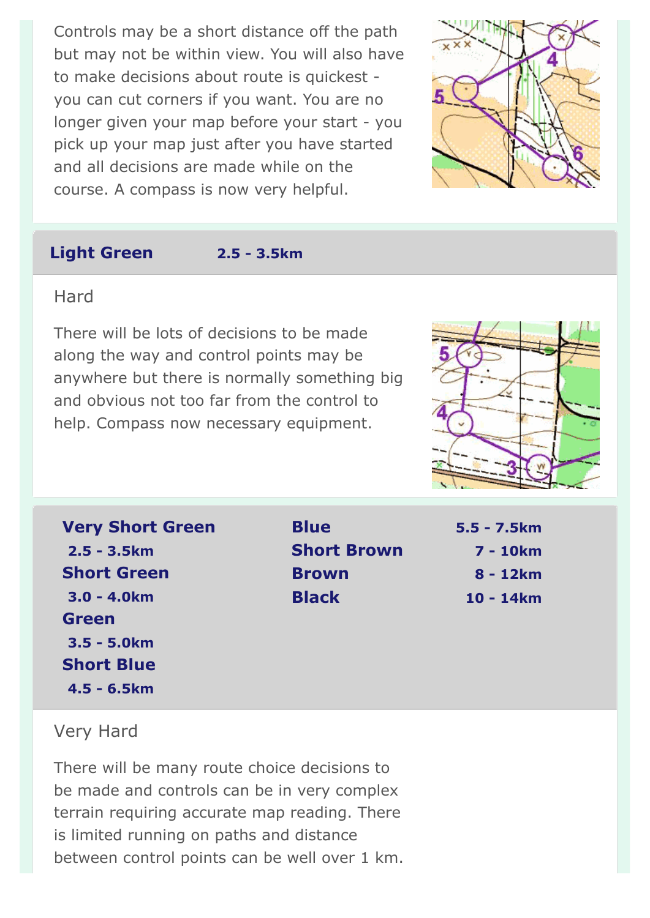Controls may be a short distance off the path but may not be within view. You will also have to make decisions about route is quickest - you can cut corners if you want. You are no longer given your map before your start - you pick up your map just after you have started and all decisions are made while on the course. A compass is now very helpful.

## Light Green 2.5 - 3.5km

Hard

There will be lots of decisions to be made along the way and control points may be anywhere but there is normally something big and obvious not too far from the control to help. Compass now necessary equipment.

| Course | Distance |
|---|---|
| **Very Short Green** | **2.5 - 3.5km** |
| **Short Green** | **3.0 - 4.0km** |
| **Green** | **3.5 - 5.0km** |
| **Short Blue** | **4.5 - 6.5km** |
| **Blue** | **5.5 - 7.5km** |
| **Short Brown** | **7 - 10km** |
| **Brown** | **8 - 12km** |
| **Black** | **10 - 14km** |

Very Hard

There will be many route choice decisions to be made and controls can be in very complex terrain requiring accurate map reading. There is limited running on paths and distance between control points can be well over 1 km.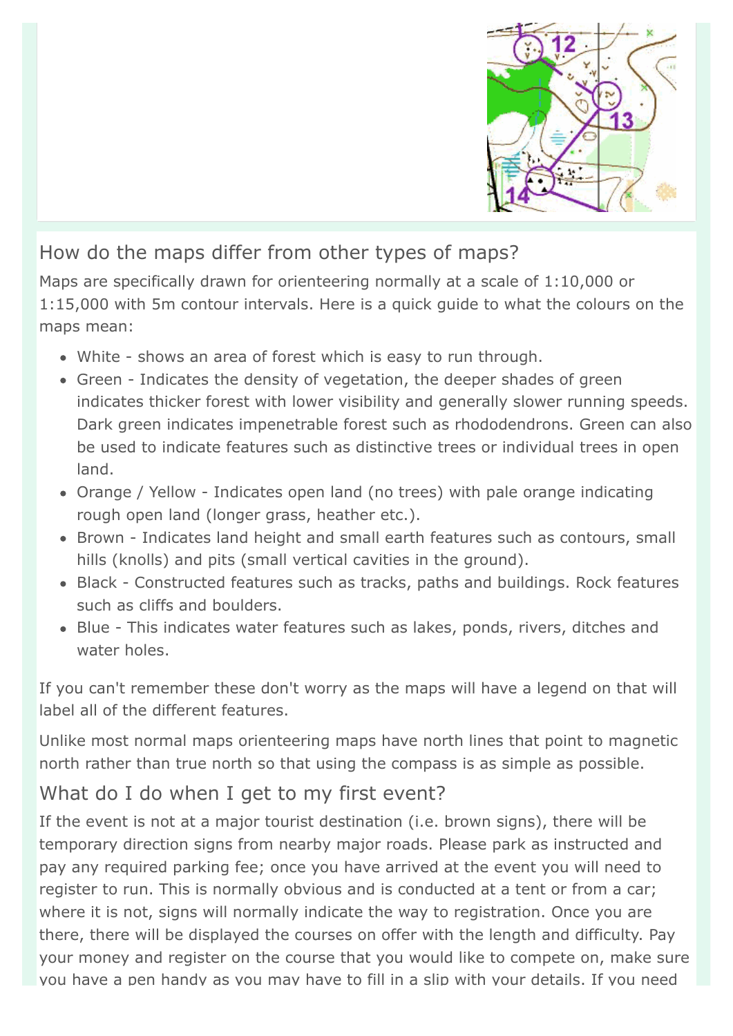## How do the maps differ from other types of maps?

Maps are specifically drawn for orienteering normally at a scale of 1:10,000 or 1:15,000 with 5m contour intervals. Here is a quick guide to what the colours on the maps mean:

- White - shows an area of forest which is easy to run through.
- Green - Indicates the density of vegetation, the deeper shades of green indicates thicker forest with lower visibility and generally slower running speeds. Dark green indicates impenetrable forest such as rhododendrons. Green can also be used to indicate features such as distinctive trees or individual trees in open land.
- Orange / Yellow - Indicates open land (no trees) with pale orange indicating rough open land (longer grass, heather etc.).
- Brown - Indicates land height and small earth features such as contours, small hills (knolls) and pits (small vertical cavities in the ground).
- Black - Constructed features such as tracks, paths and buildings. Rock features such as cliffs and boulders.
- Blue - This indicates water features such as lakes, ponds, rivers, ditches and water holes.

If you can't remember these don't worry as the maps will have a legend on that will label all of the different features.

Unlike most normal maps orienteering maps have north lines that point to magnetic north rather than true north so that using the compass is as simple as possible.

## What do I do when I get to my first event?

If the event is not at a major tourist destination (i.e. brown signs), there will be temporary direction signs from nearby major roads. Please park as instructed and pay any required parking fee; once you have arrived at the event you will need to register to run. This is normally obvious and is conducted at a tent or from a car; where it is not, signs will normally indicate the way to registration. Once you are there, there will be displayed the courses on offer with the length and difficulty. Pay your money and register on the course that you would like to compete on, make sure you have a pen handy as you may have to fill in a slip with your details. If you need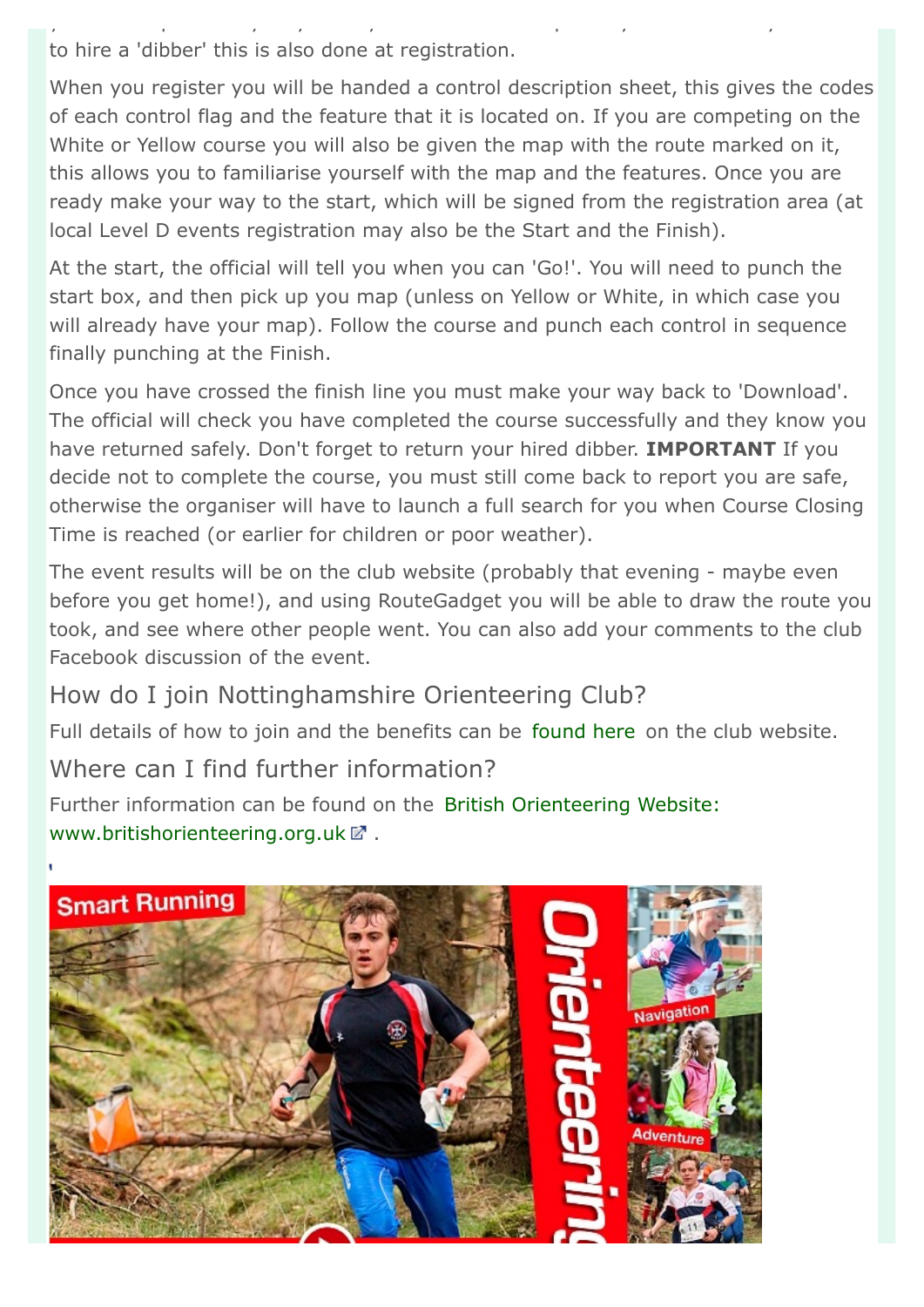to hire a 'dibber' this is also done at registration.

When you register you will be handed a control description sheet, this gives the codes of each control flag and the feature that it is located on. If you are competing on the White or Yellow course you will also be given the map with the route marked on it, this allows you to familiarise yourself with the map and the features. Once you are ready make your way to the start, which will be signed from the registration area (at local Level D events registration may also be the Start and the Finish).

At the start, the official will tell you when you can 'Go!'. You will need to punch the start box, and then pick up you map (unless on Yellow or White, in which case you will already have your map). Follow the course and punch each control in sequence finally punching at the Finish.

Once you have crossed the finish line you must make your way back to 'Download'. The official will check you have completed the course successfully and they know you have returned safely. Don't forget to return your hired dibber. **IMPORTANT** If you decide not to complete the course, you must still come back to report you are safe, otherwise the organiser will have to launch a full search for you when Course Closing Time is reached (or earlier for children or poor weather).

The event results will be on the club website (probably that evening - maybe even before you get home!), and using RouteGadget you will be able to draw the route you took, and see where other people went. You can also add your comments to the club Facebook discussion of the event.

## How do I join Nottinghamshire Orienteering Club?

Full details of how to join and the benefits can be found here on the club website.

## Where can I find further information?

Further information can be found on the British Orienteering Website: www.britishorienteering.org.uk .